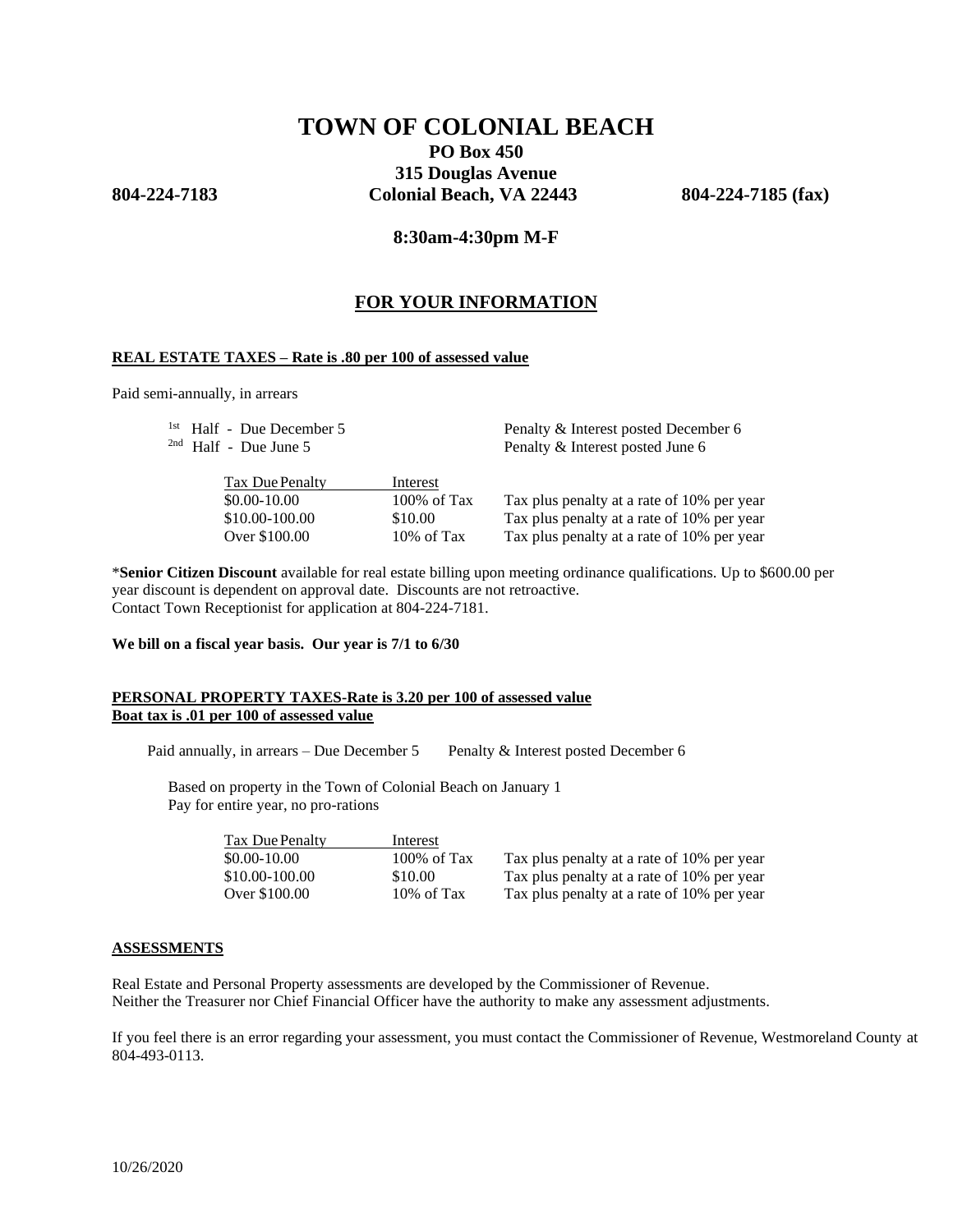# TOWN OF COLONIAL BEACH

**PO Box 450**
**315 Douglas Avenue**
**804-224-7183** **Colonial Beach, VA 22443** **804-224-7185 (fax)**

**8:30am-4:30pm M-F**

## FOR YOUR INFORMATION

**REAL ESTATE TAXES – Rate is .80 per 100 of assessed value**

Paid semi-annually, in arrears

1st Half - Due December 5 — Penalty & Interest posted December 6
2nd Half - Due June 5 — Penalty & Interest posted June 6

| Tax Due | Penalty | Interest |
|---|---|---|
| $0.00-10.00 | 100% of Tax | Tax plus penalty at a rate of 10% per year |
| $10.00-100.00 | $10.00 | Tax plus penalty at a rate of 10% per year |
| Over $100.00 | 10% of Tax | Tax plus penalty at a rate of 10% per year |

\***Senior Citizen Discount** available for real estate billing upon meeting ordinance qualifications. Up to $600.00 per year discount is dependent on approval date. Discounts are not retroactive.
Contact Town Receptionist for application at 804-224-7181.

**We bill on a fiscal year basis. Our year is 7/1 to 6/30**

**PERSONAL PROPERTY TAXES-Rate is 3.20 per 100 of assessed value**
**Boat tax is .01 per 100 of assessed value**

Paid annually, in arrears – Due December 5 — Penalty & Interest posted December 6

Based on property in the Town of Colonial Beach on January 1
Pay for entire year, no pro-rations

| Tax Due | Penalty | Interest |
|---|---|---|
| $0.00-10.00 | 100% of Tax | Tax plus penalty at a rate of 10% per year |
| $10.00-100.00 | $10.00 | Tax plus penalty at a rate of 10% per year |
| Over $100.00 | 10% of Tax | Tax plus penalty at a rate of 10% per year |

**ASSESSMENTS**

Real Estate and Personal Property assessments are developed by the Commissioner of Revenue.
Neither the Treasurer nor Chief Financial Officer have the authority to make any assessment adjustments.

If you feel there is an error regarding your assessment, you must contact the Commissioner of Revenue, Westmoreland County at 804-493-0113.

10/26/2020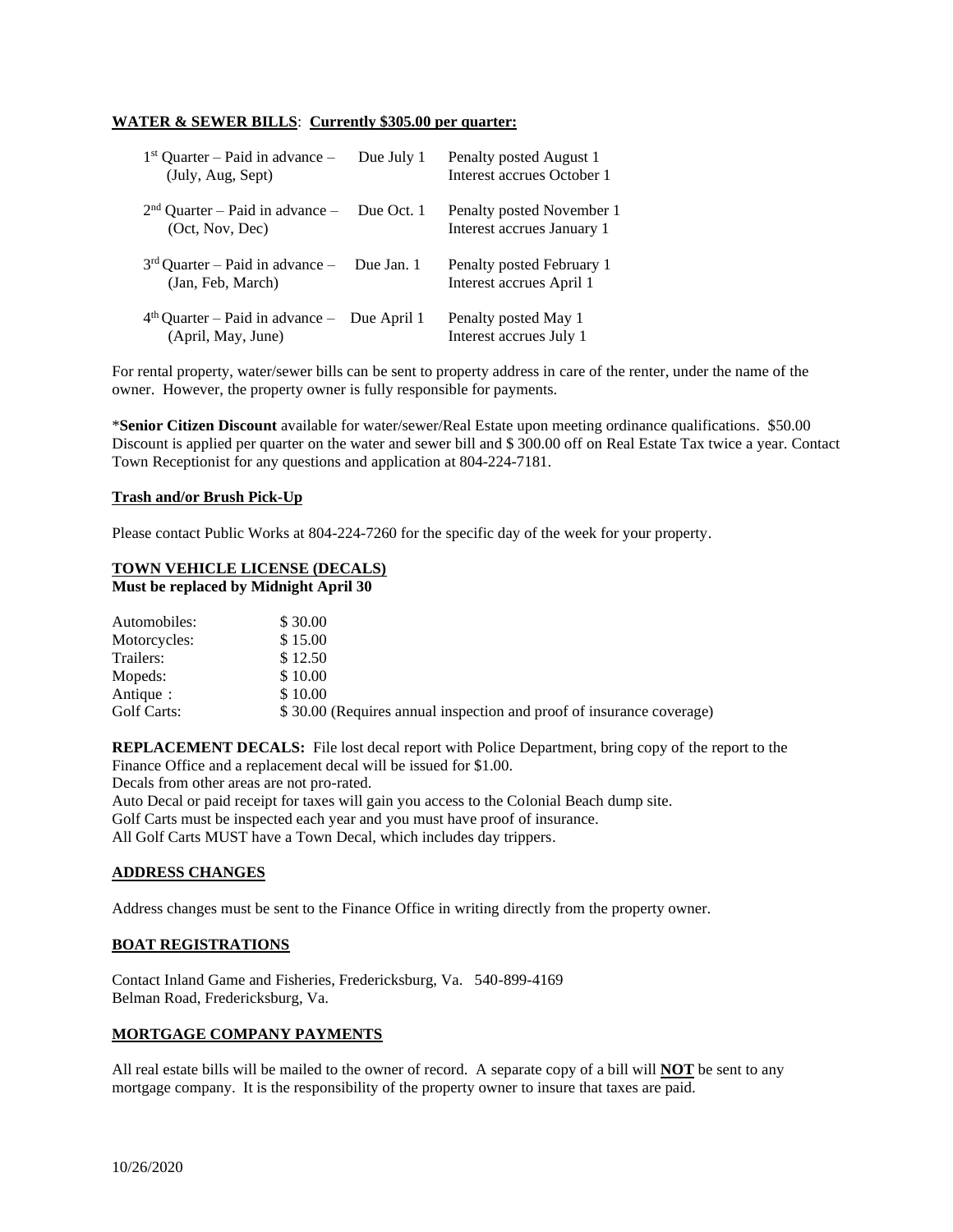**WATER & SEWER BILLS**: **Currently $305.00 per quarter:**

| | | |
|---|---|---|
| 1st Quarter – Paid in advance – (July, Aug, Sept) | Due July 1 | Penalty posted August 1<br>Interest accrues October 1 |
| 2nd Quarter – Paid in advance – (Oct, Nov, Dec) | Due Oct. 1 | Penalty posted November 1<br>Interest accrues January 1 |
| 3rd Quarter – Paid in advance – (Jan, Feb, March) | Due Jan. 1 | Penalty posted February 1<br>Interest accrues April 1 |
| 4th Quarter – Paid in advance – (April, May, June) | Due April 1 | Penalty posted May 1<br>Interest accrues July 1 |

For rental property, water/sewer bills can be sent to property address in care of the renter, under the name of the owner. However, the property owner is fully responsible for payments.

\***Senior Citizen Discount** available for water/sewer/Real Estate upon meeting ordinance qualifications. $50.00 Discount is applied per quarter on the water and sewer bill and $ 300.00 off on Real Estate Tax twice a year. Contact Town Receptionist for any questions and application at 804-224-7181.

**Trash and/or Brush Pick-Up**

Please contact Public Works at 804-224-7260 for the specific day of the week for your property.

**TOWN VEHICLE LICENSE (DECALS)**
**Must be replaced by Midnight April 30**

| | |
|---|---|
| Automobiles: | $ 30.00 |
| Motorcycles: | $ 15.00 |
| Trailers: | $ 12.50 |
| Mopeds: | $ 10.00 |
| Antique : | $ 10.00 |
| Golf Carts: | $ 30.00 (Requires annual inspection and proof of insurance coverage) |

**REPLACEMENT DECALS:** File lost decal report with Police Department, bring copy of the report to the Finance Office and a replacement decal will be issued for $1.00.
Decals from other areas are not pro-rated.
Auto Decal or paid receipt for taxes will gain you access to the Colonial Beach dump site.
Golf Carts must be inspected each year and you must have proof of insurance.
All Golf Carts MUST have a Town Decal, which includes day trippers.

**ADDRESS CHANGES**

Address changes must be sent to the Finance Office in writing directly from the property owner.

**BOAT REGISTRATIONS**

Contact Inland Game and Fisheries, Fredericksburg, Va. 540-899-4169
Belman Road, Fredericksburg, Va.

**MORTGAGE COMPANY PAYMENTS**

All real estate bills will be mailed to the owner of record. A separate copy of a bill will **NOT** be sent to any mortgage company. It is the responsibility of the property owner to insure that taxes are paid.

10/26/2020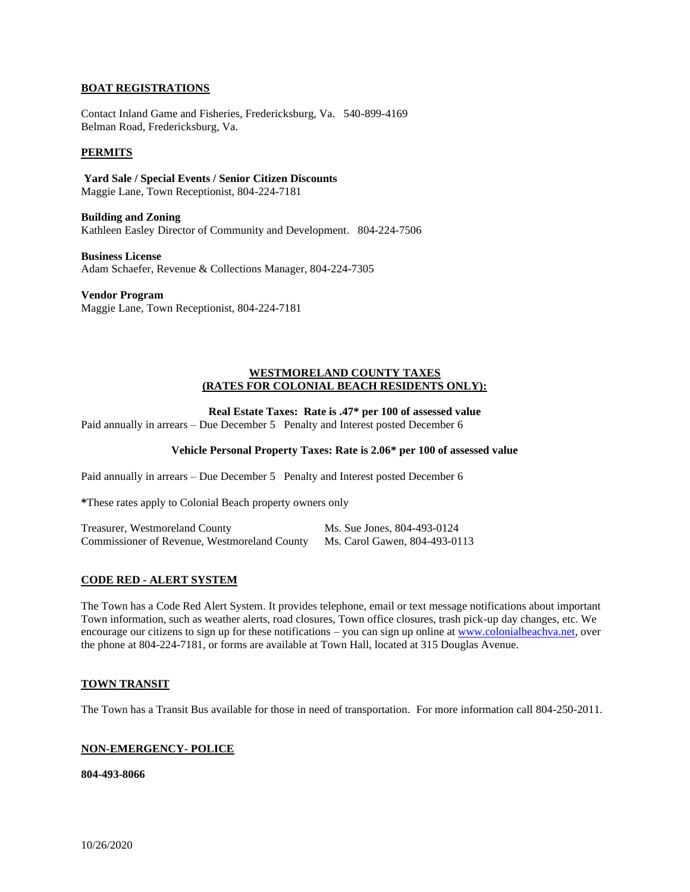## BOAT REGISTRATIONS

Contact Inland Game and Fisheries, Fredericksburg, Va. 540-899-4169
Belman Road, Fredericksburg, Va.

## PERMITS

**Yard Sale / Special Events / Senior Citizen Discounts**
Maggie Lane, Town Receptionist, 804-224-7181

**Building and Zoning**
Kathleen Easley Director of Community and Development. 804-224-7506

**Business License**
Adam Schaefer, Revenue & Collections Manager, 804-224-7305

**Vendor Program**
Maggie Lane, Town Receptionist, 804-224-7181

## WESTMORELAND COUNTY TAXES (RATES FOR COLONIAL BEACH RESIDENTS ONLY):

**Real Estate Taxes: Rate is .47* per 100 of assessed value**

Paid annually in arrears – Due December 5 Penalty and Interest posted December 6

**Vehicle Personal Property Taxes: Rate is 2.06* per 100 of assessed value**

Paid annually in arrears – Due December 5 Penalty and Interest posted December 6

**\***These rates apply to Colonial Beach property owners only

| | |
|---|---|
| Treasurer, Westmoreland County | Ms. Sue Jones, 804-493-0124 |
| Commissioner of Revenue, Westmoreland County | Ms. Carol Gawen, 804-493-0113 |

## CODE RED - ALERT SYSTEM

The Town has a Code Red Alert System. It provides telephone, email or text message notifications about important Town information, such as weather alerts, road closures, Town office closures, trash pick-up day changes, etc. We encourage our citizens to sign up for these notifications – you can sign up online at www.colonialbeachva.net, over the phone at 804-224-7181, or forms are available at Town Hall, located at 315 Douglas Avenue.

## TOWN TRANSIT

The Town has a Transit Bus available for those in need of transportation. For more information call 804-250-2011.

## NON-EMERGENCY- POLICE

**804-493-8066**

10/26/2020